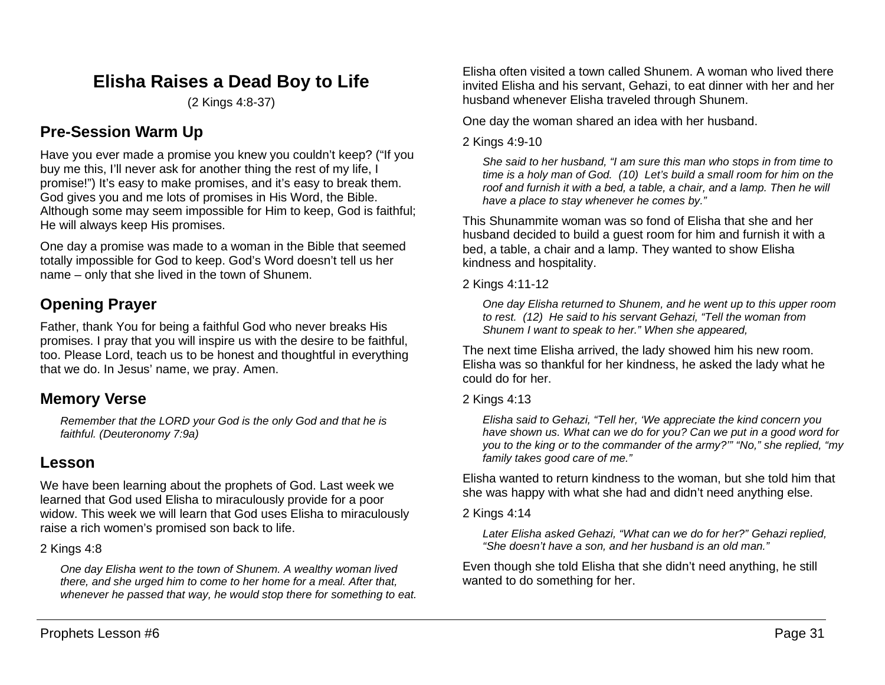# Elisha Raises a Dead Boy to Life

(2 Kings 4:8-37)

## Pre-Session Warm Up

Have you ever made a promise you knew you couldn't keep? ("If you buy me this, I'll never ask for another thing the rest of my life, I promise!") It's easy to make promises, and it's easy to break them. God gives you and me lots of promises in His Word, the Bible. Although some may seem impossible for Him to keep, God is faithful; He will always keep His promises.

One day a promise was made to a woman in the Bible that seemed totally impossible for God to keep. God's Word doesn't tell us her name – only that she lived in the town of Shunem.

## Opening Prayer

Father, thank You for being a faithful God who never breaks His promises. I pray that you will inspire us with the desire to be faithful, too. Please Lord, teach us to be honest and thoughtful in everything that we do. In Jesus' name, we pray. Amen.

## Memory Verse

> *Remember that the LORD your God is the only God and that he is faithful. (Deuteronomy 7:9a)*

## Lesson

We have been learning about the prophets of God. Last week we learned that God used Elisha to miraculously provide for a poor widow. This week we will learn that God uses Elisha to miraculously raise a rich women's promised son back to life.

2 Kings 4:8

> *One day Elisha went to the town of Shunem. A wealthy woman lived there, and she urged him to come to her home for a meal. After that, whenever he passed that way, he would stop there for something to eat.*

Elisha often visited a town called Shunem. A woman who lived there invited Elisha and his servant, Gehazi, to eat dinner with her and her husband whenever Elisha traveled through Shunem.

One day the woman shared an idea with her husband.

2 Kings 4:9-10

> *She said to her husband, "I am sure this man who stops in from time to time is a holy man of God. (10) Let's build a small room for him on the roof and furnish it with a bed, a table, a chair, and a lamp. Then he will have a place to stay whenever he comes by."*

This Shunammite woman was so fond of Elisha that she and her husband decided to build a guest room for him and furnish it with a bed, a table, a chair and a lamp. They wanted to show Elisha kindness and hospitality.

2 Kings 4:11-12

> *One day Elisha returned to Shunem, and he went up to this upper room to rest. (12) He said to his servant Gehazi, "Tell the woman from Shunem I want to speak to her." When she appeared,*

The next time Elisha arrived, the lady showed him his new room. Elisha was so thankful for her kindness, he asked the lady what he could do for her.

2 Kings 4:13

> *Elisha said to Gehazi, "Tell her, 'We appreciate the kind concern you have shown us. What can we do for you? Can we put in a good word for you to the king or to the commander of the army?'" "No," she replied, "my family takes good care of me."*

Elisha wanted to return kindness to the woman, but she told him that she was happy with what she had and didn't need anything else.

2 Kings 4:14

> *Later Elisha asked Gehazi, "What can we do for her?" Gehazi replied, "She doesn't have a son, and her husband is an old man."*

Even though she told Elisha that she didn't need anything, he still wanted to do something for her.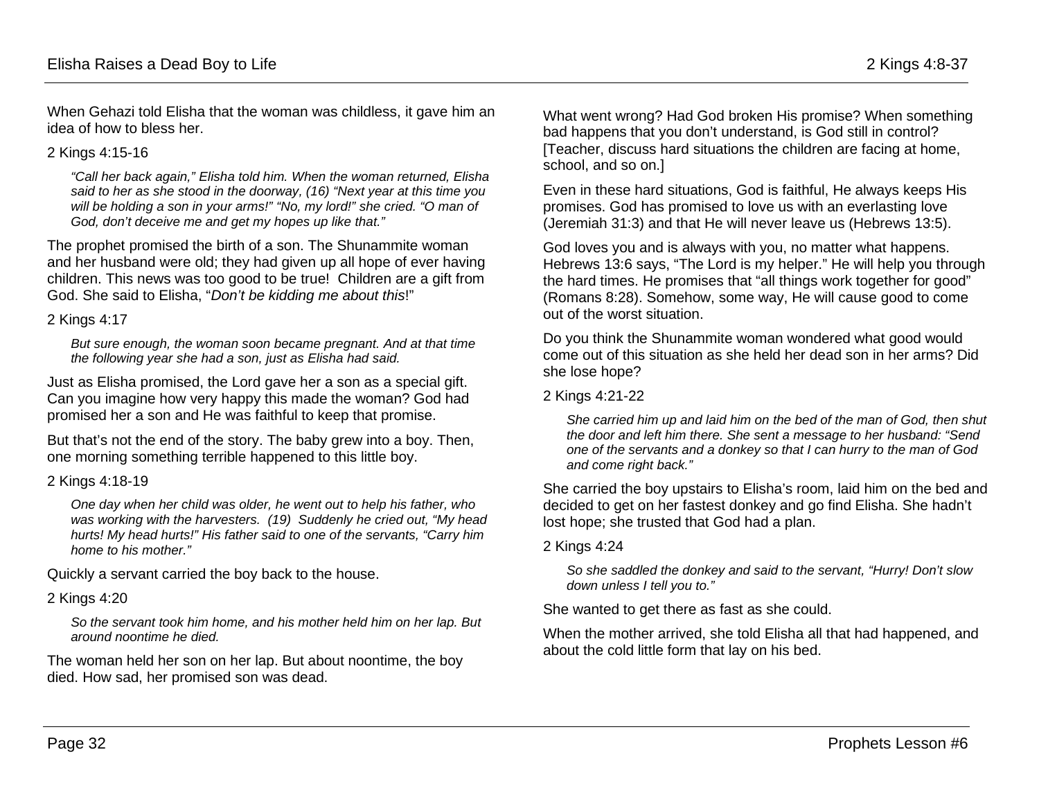When Gehazi told Elisha that the woman was childless, it gave him an idea of how to bless her.

2 Kings 4:15-16

> *"Call her back again," Elisha told him. When the woman returned, Elisha said to her as she stood in the doorway, (16) "Next year at this time you will be holding a son in your arms!" "No, my lord!" she cried. "O man of God, don't deceive me and get my hopes up like that."*

The prophet promised the birth of a son. The Shunammite woman and her husband were old; they had given up all hope of ever having children. This news was too good to be true! Children are a gift from God. She said to Elisha, "*Don't be kidding me about this*!"

2 Kings 4:17

> *But sure enough, the woman soon became pregnant. And at that time the following year she had a son, just as Elisha had said.*

Just as Elisha promised, the Lord gave her a son as a special gift. Can you imagine how very happy this made the woman? God had promised her a son and He was faithful to keep that promise.

But that's not the end of the story. The baby grew into a boy. Then, one morning something terrible happened to this little boy.

2 Kings 4:18-19

> *One day when her child was older, he went out to help his father, who was working with the harvesters. (19) Suddenly he cried out, "My head hurts! My head hurts!" His father said to one of the servants, "Carry him home to his mother."*

Quickly a servant carried the boy back to the house.

2 Kings 4:20

> *So the servant took him home, and his mother held him on her lap. But around noontime he died.*

The woman held her son on her lap. But about noontime, the boy died. How sad, her promised son was dead.

What went wrong? Had God broken His promise? When something bad happens that you don't understand, is God still in control? [Teacher, discuss hard situations the children are facing at home, school, and so on.]

Even in these hard situations, God is faithful, He always keeps His promises. God has promised to love us with an everlasting love (Jeremiah 31:3) and that He will never leave us (Hebrews 13:5).

God loves you and is always with you, no matter what happens. Hebrews 13:6 says, "The Lord is my helper." He will help you through the hard times. He promises that "all things work together for good" (Romans 8:28). Somehow, some way, He will cause good to come out of the worst situation.

Do you think the Shunammite woman wondered what good would come out of this situation as she held her dead son in her arms? Did she lose hope?

2 Kings 4:21-22

> *She carried him up and laid him on the bed of the man of God, then shut the door and left him there. She sent a message to her husband: "Send one of the servants and a donkey so that I can hurry to the man of God and come right back."*

She carried the boy upstairs to Elisha's room, laid him on the bed and decided to get on her fastest donkey and go find Elisha. She hadn't lost hope; she trusted that God had a plan.

2 Kings 4:24

> *So she saddled the donkey and said to the servant, "Hurry! Don't slow down unless I tell you to."*

She wanted to get there as fast as she could.

When the mother arrived, she told Elisha all that had happened, and about the cold little form that lay on his bed.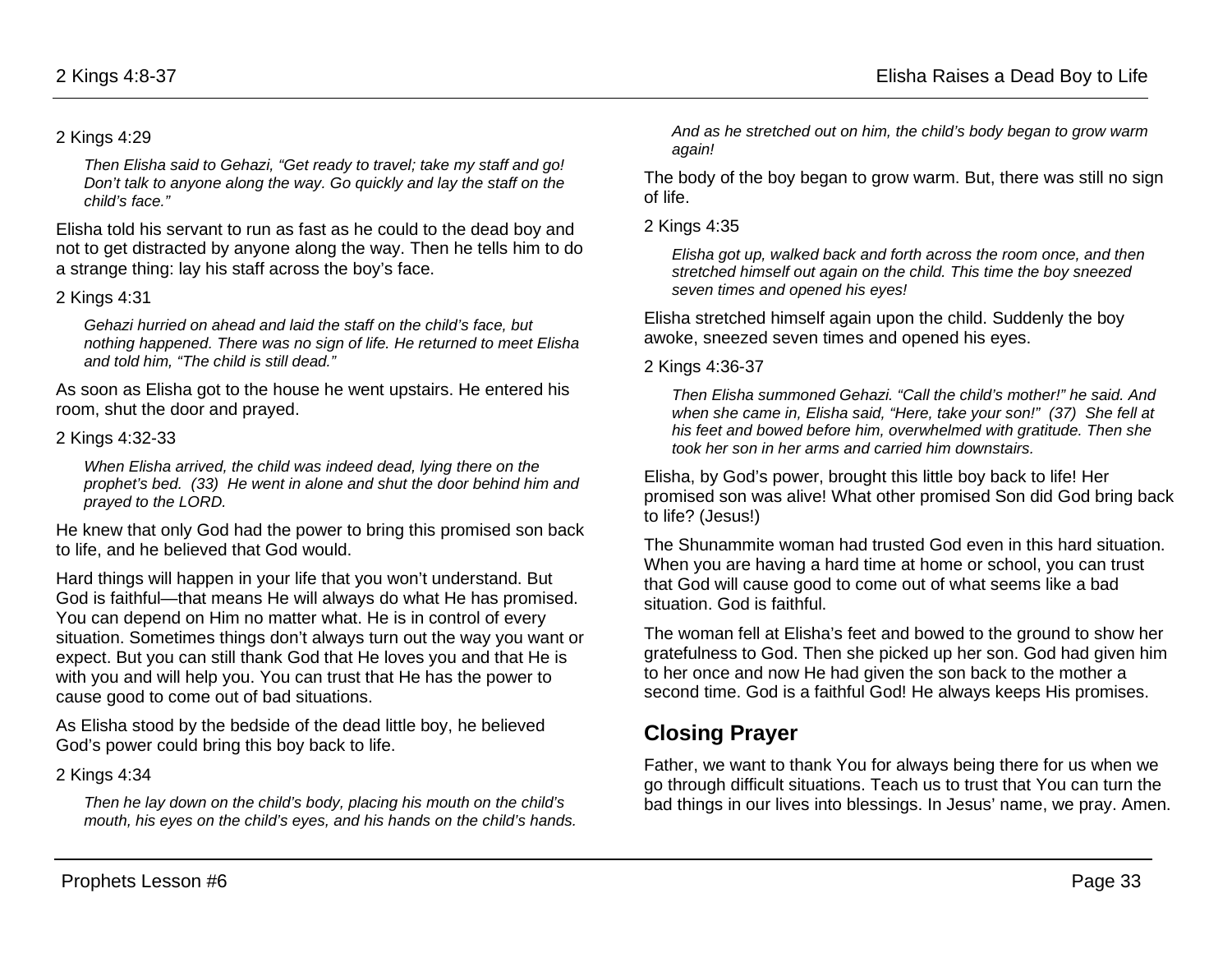2 Kings 4:29

*Then Elisha said to Gehazi, "Get ready to travel; take my staff and go! Don't talk to anyone along the way. Go quickly and lay the staff on the child's face."*

Elisha told his servant to run as fast as he could to the dead boy and not to get distracted by anyone along the way. Then he tells him to do a strange thing: lay his staff across the boy's face.

2 Kings 4:31

*Gehazi hurried on ahead and laid the staff on the child's face, but nothing happened. There was no sign of life. He returned to meet Elisha and told him, "The child is still dead."*

As soon as Elisha got to the house he went upstairs. He entered his room, shut the door and prayed.

2 Kings 4:32-33

*When Elisha arrived, the child was indeed dead, lying there on the prophet's bed. (33) He went in alone and shut the door behind him and prayed to the LORD.*

He knew that only God had the power to bring this promised son back to life, and he believed that God would.

Hard things will happen in your life that you won't understand. But God is faithful—that means He will always do what He has promised. You can depend on Him no matter what. He is in control of every situation. Sometimes things don't always turn out the way you want or expect. But you can still thank God that He loves you and that He is with you and will help you. You can trust that He has the power to cause good to come out of bad situations.

As Elisha stood by the bedside of the dead little boy, he believed God's power could bring this boy back to life.

2 Kings 4:34

*Then he lay down on the child's body, placing his mouth on the child's mouth, his eyes on the child's eyes, and his hands on the child's hands. And as he stretched out on him, the child's body began to grow warm again!*

The body of the boy began to grow warm. But, there was still no sign of life.

2 Kings 4:35

*Elisha got up, walked back and forth across the room once, and then stretched himself out again on the child. This time the boy sneezed seven times and opened his eyes!*

Elisha stretched himself again upon the child. Suddenly the boy awoke, sneezed seven times and opened his eyes.

2 Kings 4:36-37

*Then Elisha summoned Gehazi. "Call the child's mother!" he said. And when she came in, Elisha said, "Here, take your son!" (37) She fell at his feet and bowed before him, overwhelmed with gratitude. Then she took her son in her arms and carried him downstairs.*

Elisha, by God's power, brought this little boy back to life! Her promised son was alive! What other promised Son did God bring back to life? (Jesus!)

The Shunammite woman had trusted God even in this hard situation. When you are having a hard time at home or school, you can trust that God will cause good to come out of what seems like a bad situation. God is faithful.

The woman fell at Elisha's feet and bowed to the ground to show her gratefulness to God. Then she picked up her son. God had given him to her once and now He had given the son back to the mother a second time. God is a faithful God! He always keeps His promises.

## Closing Prayer

Father, we want to thank You for always being there for us when we go through difficult situations. Teach us to trust that You can turn the bad things in our lives into blessings. In Jesus' name, we pray. Amen.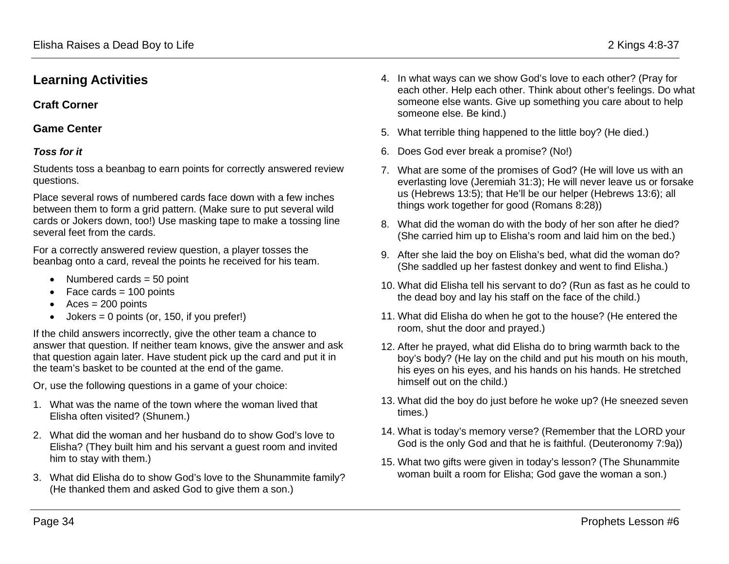## Learning Activities

### Craft Corner

### Game Center

***Toss for it***

Students toss a beanbag to earn points for correctly answered review questions.

Place several rows of numbered cards face down with a few inches between them to form a grid pattern. (Make sure to put several wild cards or Jokers down, too!) Use masking tape to make a tossing line several feet from the cards.

For a correctly answered review question, a player tosses the beanbag onto a card, reveal the points he received for his team.

- Numbered cards = 50 point
- Face cards = 100 points
- Aces = 200 points
- Jokers = 0 points (or, 150, if you prefer!)

If the child answers incorrectly, give the other team a chance to answer that question. If neither team knows, give the answer and ask that question again later. Have student pick up the card and put it in the team's basket to be counted at the end of the game.

Or, use the following questions in a game of your choice:

1. What was the name of the town where the woman lived that Elisha often visited? (Shunem.)
2. What did the woman and her husband do to show God's love to Elisha? (They built him and his servant a guest room and invited him to stay with them.)
3. What did Elisha do to show God's love to the Shunammite family? (He thanked them and asked God to give them a son.)
4. In what ways can we show God's love to each other? (Pray for each other. Help each other. Think about other's feelings. Do what someone else wants. Give up something you care about to help someone else. Be kind.)
5. What terrible thing happened to the little boy? (He died.)
6. Does God ever break a promise? (No!)
7. What are some of the promises of God? (He will love us with an everlasting love (Jeremiah 31:3); He will never leave us or forsake us (Hebrews 13:5); that He'll be our helper (Hebrews 13:6); all things work together for good (Romans 8:28))
8. What did the woman do with the body of her son after he died? (She carried him up to Elisha's room and laid him on the bed.)
9. After she laid the boy on Elisha's bed, what did the woman do? (She saddled up her fastest donkey and went to find Elisha.)
10. What did Elisha tell his servant to do? (Run as fast as he could to the dead boy and lay his staff on the face of the child.)
11. What did Elisha do when he got to the house? (He entered the room, shut the door and prayed.)
12. After he prayed, what did Elisha do to bring warmth back to the boy's body? (He lay on the child and put his mouth on his mouth, his eyes on his eyes, and his hands on his hands. He stretched himself out on the child.)
13. What did the boy do just before he woke up? (He sneezed seven times.)
14. What is today's memory verse? (Remember that the LORD your God is the only God and that he is faithful. (Deuteronomy 7:9a))
15. What two gifts were given in today's lesson? (The Shunammite woman built a room for Elisha; God gave the woman a son.)